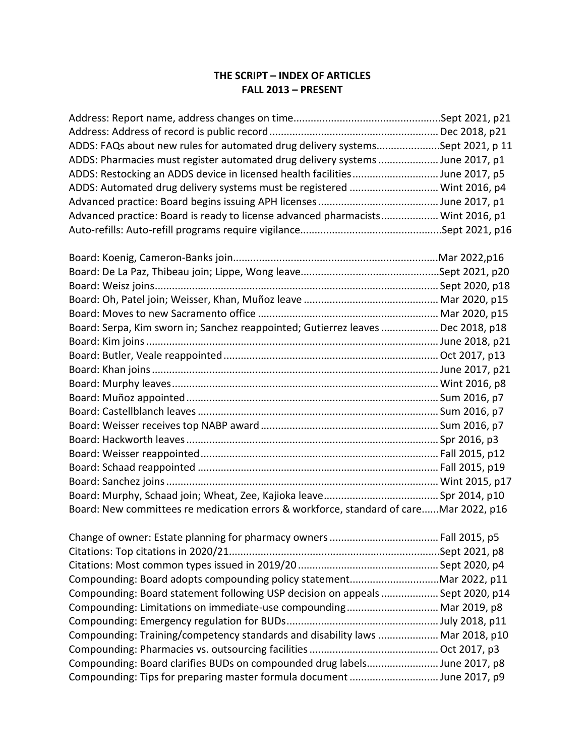# THE SCRIPT – INDEX OF ARTICLES
## FALL 2013 – PRESENT

Address: Report name, address changes on time....................................................Sept 2021, p21
Address: Address of record is public record............................................................Dec 2018, p21
ADDS: FAQs about new rules for automated drug delivery systems......................Sept 2021, p 11
ADDS: Pharmacies must register automated drug delivery systems......................June 2017, p1
ADDS: Restocking an ADDS device in licensed health facilities..............................June 2017, p5
ADDS: Automated drug delivery systems must be registered ...............................Wint 2016, p4
Advanced practice: Board begins issuing APH licenses..........................................June 2017, p1
Advanced practice: Board is ready to license advanced pharmacists....................Wint 2016, p1
Auto-refills: Auto-refill programs require vigilance..................................................Sept 2021, p16

Board: Koenig, Cameron-Banks join.......................................................................Mar 2022,p16
Board: De La Paz, Thibeau join; Lippe, Wong leave.................................................Sept 2021, p20
Board: Weisz joins...................................................................................................Sept 2020, p18
Board: Oh, Patel join; Weisser, Khan, Muñoz leave ...............................................Mar 2020, p15
Board: Moves to new Sacramento office ...............................................................Mar 2020, p15
Board: Serpa, Kim sworn in; Sanchez reappointed; Gutierrez leaves ....................Dec 2018, p18
Board: Kim joins......................................................................................................June 2018, p21
Board: Butler, Veale reappointed...........................................................................Oct 2017, p13
Board: Khan joins....................................................................................................June 2017, p21
Board: Murphy leaves.............................................................................................Wint 2016, p8
Board: Muñoz appointed.........................................................................................Sum 2016, p7
Board: Castellblanch leaves.....................................................................................Sum 2016, p7
Board: Weisser receives top NABP award...............................................................Sum 2016, p7
Board: Hackworth leaves.........................................................................................Spr 2016, p3
Board: Weisser reappointed....................................................................................Fall 2015, p12
Board: Schaad reappointed .....................................................................................Fall 2015, p19
Board: Sanchez joins................................................................................................Wint 2015, p17
Board: Murphy, Schaad join; Wheat, Zee, Kajioka leave.........................................Spr 2014, p10
Board: New committees re medication errors & workforce, standard of care......Mar 2022, p16

Change of owner: Estate planning for pharmacy owners ......................................Fall 2015, p5
Citations: Top citations in 2020/21.........................................................................Sept 2021, p8
Citations: Most common types issued in 2019/20 .................................................Sept 2020, p4
Compounding: Board adopts compounding policy statement...............................Mar 2022, p11
Compounding: Board statement following USP decision on appeals ....................Sept 2020, p14
Compounding: Limitations on immediate-use compounding................................Mar 2019, p8
Compounding: Emergency regulation for BUDs.....................................................July 2018, p11
Compounding: Training/competency standards and disability laws .....................Mar 2018, p10
Compounding: Pharmacies vs. outsourcing facilities .............................................Oct 2017, p3
Compounding: Board clarifies BUDs on compounded drug labels.........................June 2017, p8
Compounding: Tips for preparing master formula document ...............................June 2017, p9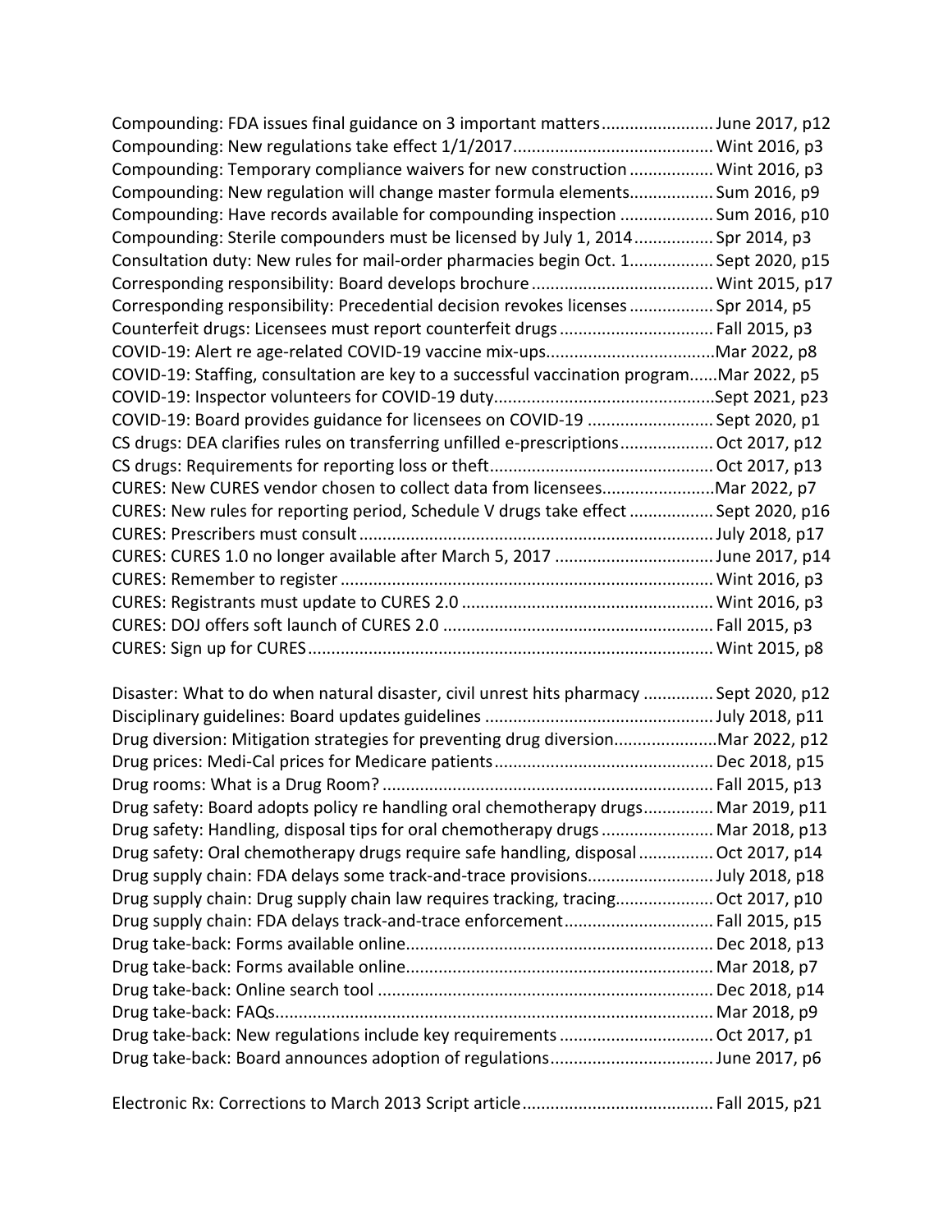Compounding: FDA issues final guidance on 3 important matters........................ June 2017, p12
Compounding: New regulations take effect 1/1/2017.......................................... Wint 2016, p3
Compounding: Temporary compliance waivers for new construction .................. Wint 2016, p3
Compounding: New regulation will change master formula elements.................. Sum 2016, p9
Compounding: Have records available for compounding inspection .................... Sum 2016, p10
Compounding: Sterile compounders must be licensed by July 1, 2014................. Spr 2014, p3
Consultation duty: New rules for mail-order pharmacies begin Oct. 1.................. Sept 2020, p15
Corresponding responsibility: Board develops brochure ....................................... Wint 2015, p17
Corresponding responsibility: Precedential decision revokes licenses .................. Spr 2014, p5
Counterfeit drugs: Licensees must report counterfeit drugs ................................. Fall 2015, p3
COVID-19: Alert re age-related COVID-19 vaccine mix-ups....................................Mar 2022, p8
COVID-19: Staffing, consultation are key to a successful vaccination program......Mar 2022, p5
COVID-19: Inspector volunteers for COVID-19 duty...............................................Sept 2021, p23
COVID-19: Board provides guidance for licensees on COVID-19 ........................... Sept 2020, p1
CS drugs: DEA clarifies rules on transferring unfilled e-prescriptions.................... Oct 2017, p12
CS drugs: Requirements for reporting loss or theft................................................ Oct 2017, p13
CURES: New CURES vendor chosen to collect data from licensees........................Mar 2022, p7
CURES: New rules for reporting period, Schedule V drugs take effect .................. Sept 2020, p16
CURES: Prescribers must consult............................................................................ July 2018, p17
CURES: CURES 1.0 no longer available after March 5, 2017 .................................. June 2017, p14
CURES: Remember to register ................................................................................ Wint 2016, p3
CURES: Registrants must update to CURES 2.0 ...................................................... Wint 2016, p3
CURES: DOJ offers soft launch of CURES 2.0 .......................................................... Fall 2015, p3
CURES: Sign up for CURES....................................................................................... Wint 2015, p8

Disaster: What to do when natural disaster, civil unrest hits pharmacy ............... Sept 2020, p12
Disciplinary guidelines: Board updates guidelines ................................................. July 2018, p11
Drug diversion: Mitigation strategies for preventing drug diversion......................Mar 2022, p12
Drug prices: Medi-Cal prices for Medicare patients............................................... Dec 2018, p15
Drug rooms: What is a Drug Room? ....................................................................... Fall 2015, p13
Drug safety: Board adopts policy re handling oral chemotherapy drugs............... Mar 2019, p11
Drug safety: Handling, disposal tips for oral chemotherapy drugs ........................ Mar 2018, p13
Drug safety: Oral chemotherapy drugs require safe handling, disposal ................ Oct 2017, p14
Drug supply chain: FDA delays some track-and-trace provisions........................... July 2018, p18
Drug supply chain: Drug supply chain law requires tracking, tracing..................... Oct 2017, p10
Drug supply chain: FDA delays track-and-trace enforcement................................ Fall 2015, p15
Drug take-back: Forms available online.................................................................. Dec 2018, p13
Drug take-back: Forms available online.................................................................. Mar 2018, p7
Drug take-back: Online search tool ........................................................................ Dec 2018, p14
Drug take-back: FAQs.............................................................................................. Mar 2018, p9
Drug take-back: New regulations include key requirements ................................. Oct 2017, p1
Drug take-back: Board announces adoption of regulations................................... June 2017, p6

Electronic Rx: Corrections to March 2013 Script article......................................... Fall 2015, p21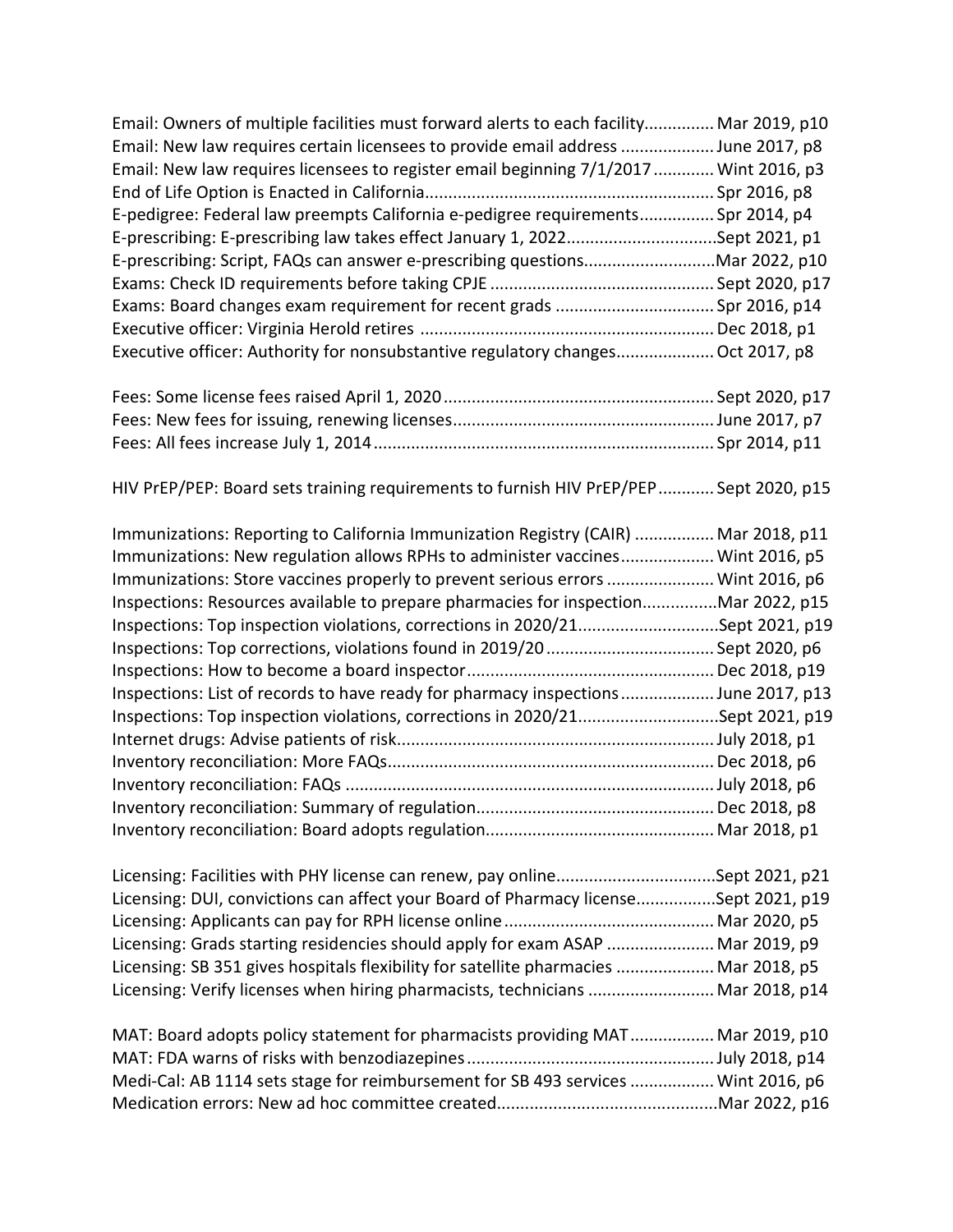Email: Owners of multiple facilities must forward alerts to each facility............... Mar 2019, p10
Email: New law requires certain licensees to provide email address .................... June 2017, p8
Email: New law requires licensees to register email beginning 7/1/2017 ............. Wint 2016, p3
End of Life Option is Enacted in California............................................................. Spr 2016, p8
E-pedigree: Federal law preempts California e-pedigree requirements................ Spr 2014, p4
E-prescribing: E-prescribing law takes effect January 1, 2022................................Sept 2021, p1
E-prescribing: Script, FAQs can answer e-prescribing questions............................Mar 2022, p10
Exams: Check ID requirements before taking CPJE ................................................ Sept 2020, p17
Exams: Board changes exam requirement for recent grads .................................. Spr 2016, p14
Executive officer: Virginia Herold retires ............................................................... Dec 2018, p1
Executive officer: Authority for nonsubstantive regulatory changes..................... Oct 2017, p8

Fees: Some license fees raised April 1, 2020 .......................................................... Sept 2020, p17
Fees: New fees for issuing, renewing licenses........................................................ June 2017, p7
Fees: All fees increase July 1, 2014 ......................................................................... Spr 2014, p11

HIV PrEP/PEP: Board sets training requirements to furnish HIV PrEP/PEP ............ Sept 2020, p15

Immunizations: Reporting to California Immunization Registry (CAIR) ................. Mar 2018, p11
Immunizations: New regulation allows RPHs to administer vaccines.................... Wint 2016, p5
Immunizations: Store vaccines properly to prevent serious errors ....................... Wint 2016, p6
Inspections: Resources available to prepare pharmacies for inspection................Mar 2022, p15
Inspections: Top inspection violations, corrections in 2020/21..............................Sept 2021, p19
Inspections: Top corrections, violations found in 2019/20 .................................... Sept 2020, p6
Inspections: How to become a board inspector ..................................................... Dec 2018, p19
Inspections: List of records to have ready for pharmacy inspections .................... June 2017, p13
Inspections: Top inspection violations, corrections in 2020/21..............................Sept 2021, p19
Internet drugs: Advise patients of risk.................................................................... July 2018, p1
Inventory reconciliation: More FAQs...................................................................... Dec 2018, p6
Inventory reconciliation: FAQs ............................................................................... July 2018, p6
Inventory reconciliation: Summary of regulation.................................................... Dec 2018, p8
Inventory reconciliation: Board adopts regulation.................................................. Mar 2018, p1

Licensing: Facilities with PHY license can renew, pay online..................................Sept 2021, p21
Licensing: DUI, convictions can affect your Board of Pharmacy license.................Sept 2021, p19
Licensing: Applicants can pay for RPH license online ............................................. Mar 2020, p5
Licensing: Grads starting residencies should apply for exam ASAP ....................... Mar 2019, p9
Licensing: SB 351 gives hospitals flexibility for satellite pharmacies ..................... Mar 2018, p5
Licensing: Verify licenses when hiring pharmacists, technicians ........................... Mar 2018, p14

MAT: Board adopts policy statement for pharmacists providing MAT .................. Mar 2019, p10
MAT: FDA warns of risks with benzodiazepines ..................................................... July 2018, p14
Medi-Cal: AB 1114 sets stage for reimbursement for SB 493 services .................. Wint 2016, p6
Medication errors: New ad hoc committee created...............................................Mar 2022, p16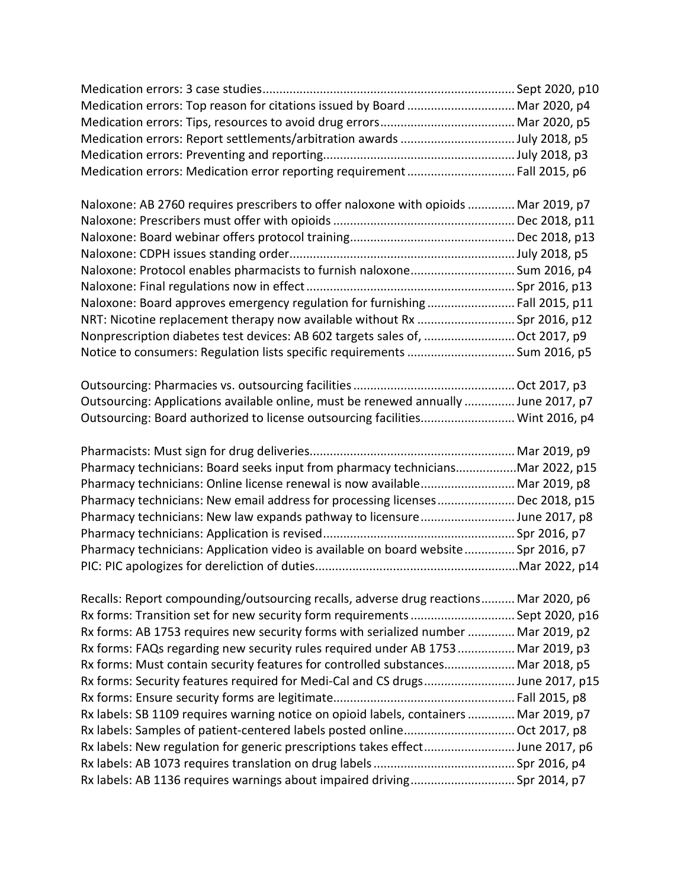Medication errors: 3 case studies.......................................................................... Sept 2020, p10
Medication errors: Top reason for citations issued by Board ............................... Mar 2020, p4
Medication errors: Tips, resources to avoid drug errors....................................... Mar 2020, p5
Medication errors: Report settlements/arbitration awards ................................. July 2018, p5
Medication errors: Preventing and reporting........................................................ July 2018, p3
Medication errors: Medication error reporting requirement ................................ Fall 2015, p6

Naloxone: AB 2760 requires prescribers to offer naloxone with opioids ............. Mar 2019, p7
Naloxone: Prescribers must offer with opioids ..................................................... Dec 2018, p11
Naloxone: Board webinar offers protocol training................................................ Dec 2018, p13
Naloxone: CDPH issues standing order.................................................................. July 2018, p5
Naloxone: Protocol enables pharmacists to furnish naloxone.............................. Sum 2016, p4
Naloxone: Final regulations now in effect ............................................................. Spr 2016, p13
Naloxone: Board approves emergency regulation for furnishing ......................... Fall 2015, p11
NRT: Nicotine replacement therapy now available without Rx ............................ Spr 2016, p12
Nonprescription diabetes test devices: AB 602 targets sales of, .......................... Oct 2017, p9
Notice to consumers: Regulation lists specific requirements ............................... Sum 2016, p5

Outsourcing: Pharmacies vs. outsourcing facilities ............................................... Oct 2017, p3
Outsourcing: Applications available online, must be renewed annually .............. June 2017, p7
Outsourcing: Board authorized to license outsourcing facilities........................... Wint 2016, p4

Pharmacists: Must sign for drug deliveries............................................................ Mar 2019, p9
Pharmacy technicians: Board seeks input from pharmacy technicians.................Mar 2022, p15
Pharmacy technicians: Online license renewal is now available........................... Mar 2019, p8
Pharmacy technicians: New email address for processing licenses...................... Dec 2018, p15
Pharmacy technicians: New law expands pathway to licensure ........................... June 2017, p8
Pharmacy technicians: Application is revised........................................................ Spr 2016, p7
Pharmacy technicians: Application video is available on board website.............. Spr 2016, p7
PIC: PIC apologizes for dereliction of duties...........................................................Mar 2022, p14

Recalls: Report compounding/outsourcing recalls, adverse drug reactions.......... Mar 2020, p6
Rx forms: Transition set for new security form requirements .............................. Sept 2020, p16
Rx forms: AB 1753 requires new security forms with serialized number ............. Mar 2019, p2
Rx forms: FAQs regarding new security rules required under AB 1753 ................ Mar 2019, p3
Rx forms: Must contain security features for controlled substances.................... Mar 2018, p5
Rx forms: Security features required for Medi-Cal and CS drugs.......................... June 2017, p15
Rx forms: Ensure security forms are legitimate..................................................... Fall 2015, p8
Rx labels: SB 1109 requires warning notice on opioid labels, containers ............. Mar 2019, p7
Rx labels: Samples of patient-centered labels posted online................................ Oct 2017, p8
Rx labels: New regulation for generic prescriptions takes effect.......................... June 2017, p6
Rx labels: AB 1073 requires translation on drug labels .......................................... Spr 2016, p4
Rx labels: AB 1136 requires warnings about impaired driving.............................. Spr 2014, p7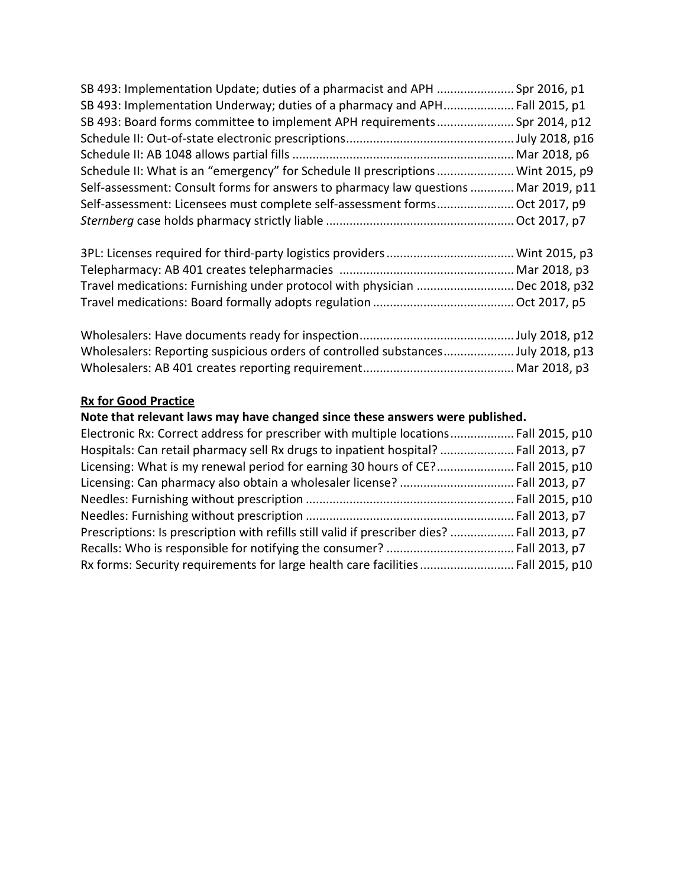SB 493: Implementation Update; duties of a pharmacist and APH ....................... Spr 2016, p1
SB 493: Implementation Underway; duties of a pharmacy and APH..................... Fall 2015, p1
SB 493: Board forms committee to implement APH requirements....................... Spr 2014, p12
Schedule II: Out-of-state electronic prescriptions................................................. July 2018, p16
Schedule II: AB 1048 allows partial fills ................................................................. Mar 2018, p6
Schedule II: What is an "emergency" for Schedule II prescriptions....................... Wint 2015, p9
Self-assessment: Consult forms for answers to pharmacy law questions ............. Mar 2019, p11
Self-assessment: Licensees must complete self-assessment forms....................... Oct 2017, p9
*Sternberg* case holds pharmacy strictly liable ....................................................... Oct 2017, p7

3PL: Licenses required for third-party logistics providers...................................... Wint 2015, p3
Telepharmacy: AB 401 creates telepharmacies .................................................... Mar 2018, p3
Travel medications: Furnishing under protocol with physician ............................. Dec 2018, p32
Travel medications: Board formally adopts regulation .......................................... Oct 2017, p5

Wholesalers: Have documents ready for inspection............................................. July 2018, p12
Wholesalers: Reporting suspicious orders of controlled substances..................... July 2018, p13
Wholesalers: AB 401 creates reporting requirement............................................ Mar 2018, p3

**Rx for Good Practice**

**Note that relevant laws may have changed since these answers were published.**

Electronic Rx: Correct address for prescriber with multiple locations................... Fall 2015, p10
Hospitals: Can retail pharmacy sell Rx drugs to inpatient hospital? ...................... Fall 2013, p7
Licensing: What is my renewal period for earning 30 hours of CE?....................... Fall 2015, p10
Licensing: Can pharmacy also obtain a wholesaler license? .................................. Fall 2013, p7
Needles: Furnishing without prescription ............................................................. Fall 2015, p10
Needles: Furnishing without prescription ............................................................. Fall 2013, p7
Prescriptions: Is prescription with refills still valid if prescriber dies? .................. Fall 2013, p7
Recalls: Who is responsible for notifying the consumer? ...................................... Fall 2013, p7
Rx forms: Security requirements for large health care facilities ........................... Fall 2015, p10